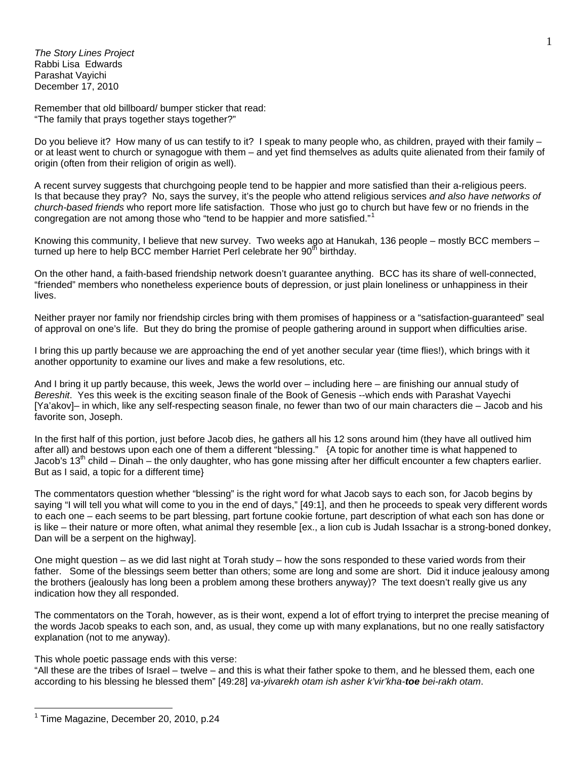*The Story Lines Project*
Rabbi Lisa Edwards
Parashat Vayichi
December 17, 2010

Remember that old billboard/ bumper sticker that read:
"The family that prays together stays together?"

Do you believe it? How many of us can testify to it? I speak to many people who, as children, prayed with their family – or at least went to church or synagogue with them – and yet find themselves as adults quite alienated from their family of origin (often from their religion of origin as well).

A recent survey suggests that churchgoing people tend to be happier and more satisfied than their a-religious peers. Is that because they pray? No, says the survey, it's the people who attend religious services *and also have networks of church-based friends* who report more life satisfaction. Those who just go to church but have few or no friends in the congregation are not among those who "tend to be happier and more satisfied."[1]

Knowing this community, I believe that new survey. Two weeks ago at Hanukah, 136 people – mostly BCC members – turned up here to help BCC member Harriet Perl celebrate her 90th birthday.

On the other hand, a faith-based friendship network doesn't guarantee anything. BCC has its share of well-connected, "friended" members who nonetheless experience bouts of depression, or just plain loneliness or unhappiness in their lives.

Neither prayer nor family nor friendship circles bring with them promises of happiness or a "satisfaction-guaranteed" seal of approval on one's life. But they do bring the promise of people gathering around in support when difficulties arise.

I bring this up partly because we are approaching the end of yet another secular year (time flies!), which brings with it another opportunity to examine our lives and make a few resolutions, etc.

And I bring it up partly because, this week, Jews the world over – including here – are finishing our annual study of *Bereshit*. Yes this week is the exciting season finale of the Book of Genesis --which ends with Parashat Vayechi [Ya'akov]– in which, like any self-respecting season finale, no fewer than two of our main characters die – Jacob and his favorite son, Joseph.

In the first half of this portion, just before Jacob dies, he gathers all his 12 sons around him (they have all outlived him after all) and bestows upon each one of them a different "blessing." {A topic for another time is what happened to Jacob's 13th child – Dinah – the only daughter, who has gone missing after her difficult encounter a few chapters earlier. But as I said, a topic for a different time}

The commentators question whether "blessing" is the right word for what Jacob says to each son, for Jacob begins by saying "I will tell you what will come to you in the end of days," [49:1], and then he proceeds to speak very different words to each one – each seems to be part blessing, part fortune cookie fortune, part description of what each son has done or is like – their nature or more often, what animal they resemble [ex., a lion cub is Judah Issachar is a strong-boned donkey, Dan will be a serpent on the highway].

One might question – as we did last night at Torah study – how the sons responded to these varied words from their father. Some of the blessings seem better than others; some are long and some are short. Did it induce jealousy among the brothers (jealously has long been a problem among these brothers anyway)? The text doesn't really give us any indication how they all responded.

The commentators on the Torah, however, as is their wont, expend a lot of effort trying to interpret the precise meaning of the words Jacob speaks to each son, and, as usual, they come up with many explanations, but no one really satisfactory explanation (not to me anyway).

This whole poetic passage ends with this verse:
"All these are the tribes of Israel – twelve – and this is what their father spoke to them, and he blessed them, each one according to his blessing he blessed them" [49:28] *va-yivarekh otam ish asher k'vir'kha-**toe** bei-rakh otam*.

---

[1] Time Magazine, December 20, 2010, p.24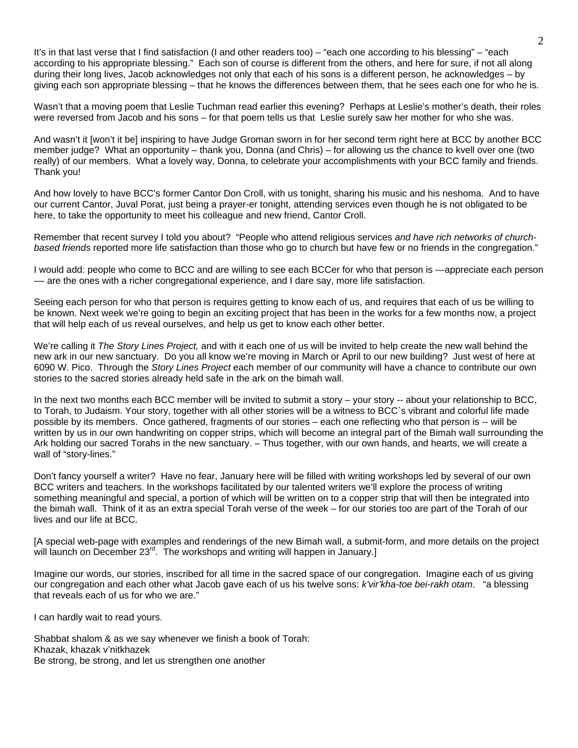It's in that last verse that I find satisfaction (I and other readers too) – "each one according to his blessing" – "each according to his appropriate blessing." Each son of course is different from the others, and here for sure, if not all along during their long lives, Jacob acknowledges not only that each of his sons is a different person, he acknowledges – by giving each son appropriate blessing – that he knows the differences between them, that he sees each one for who he is.

Wasn't that a moving poem that Leslie Tuchman read earlier this evening? Perhaps at Leslie's mother's death, their roles were reversed from Jacob and his sons – for that poem tells us that Leslie surely saw her mother for who she was.

And wasn't it [won't it be] inspiring to have Judge Groman sworn in for her second term right here at BCC by another BCC member judge? What an opportunity – thank you, Donna (and Chris) – for allowing us the chance to kvell over one (two really) of our members. What a lovely way, Donna, to celebrate your accomplishments with your BCC family and friends. Thank you!

And how lovely to have BCC's former Cantor Don Croll, with us tonight, sharing his music and his neshoma. And to have our current Cantor, Juval Porat, just being a prayer-er tonight, attending services even though he is not obligated to be here, to take the opportunity to meet his colleague and new friend, Cantor Croll.

Remember that recent survey I told you about? "People who attend religious services *and have rich networks of church-based friends* reported more life satisfaction than those who go to church but have few or no friends in the congregation."

I would add: people who come to BCC and are willing to see each BCCer for who that person is ---appreciate each person — are the ones with a richer congregational experience, and I dare say, more life satisfaction.

Seeing each person for who that person is requires getting to know each of us, and requires that each of us be willing to be known. Next week we're going to begin an exciting project that has been in the works for a few months now, a project that will help each of us reveal ourselves, and help us get to know each other better.

We're calling it *The Story Lines Project,* and with it each one of us will be invited to help create the new wall behind the new ark in our new sanctuary. Do you all know we're moving in March or April to our new building? Just west of here at 6090 W. Pico. Through the *Story Lines Project* each member of our community will have a chance to contribute our own stories to the sacred stories already held safe in the ark on the bimah wall.

In the next two months each BCC member will be invited to submit a story – your story -- about your relationship to BCC, to Torah, to Judaism. Your story, together with all other stories will be a witness to BCC`s vibrant and colorful life made possible by its members. Once gathered, fragments of our stories – each one reflecting who that person is -- will be written by us in our own handwriting on copper strips, which will become an integral part of the Bimah wall surrounding the Ark holding our sacred Torahs in the new sanctuary. – Thus together, with our own hands, and hearts, we will create a wall of "story-lines."

Don't fancy yourself a writer? Have no fear, January here will be filled with writing workshops led by several of our own BCC writers and teachers. In the workshops facilitated by our talented writers we'll explore the process of writing something meaningful and special, a portion of which will be written on to a copper strip that will then be integrated into the bimah wall. Think of it as an extra special Torah verse of the week – for our stories too are part of the Torah of our lives and our life at BCC.

[A special web-page with examples and renderings of the new Bimah wall, a submit-form, and more details on the project will launch on December 23rd. The workshops and writing will happen in January.]

Imagine our words, our stories, inscribed for all time in the sacred space of our congregation. Imagine each of us giving our congregation and each other what Jacob gave each of us his twelve sons: *k'vir'kha-toe bei-rakh otam*. "a blessing that reveals each of us for who we are."

I can hardly wait to read yours.

Shabbat shalom & as we say whenever we finish a book of Torah:
Khazak, khazak v'nitkhazek
Be strong, be strong, and let us strengthen one another